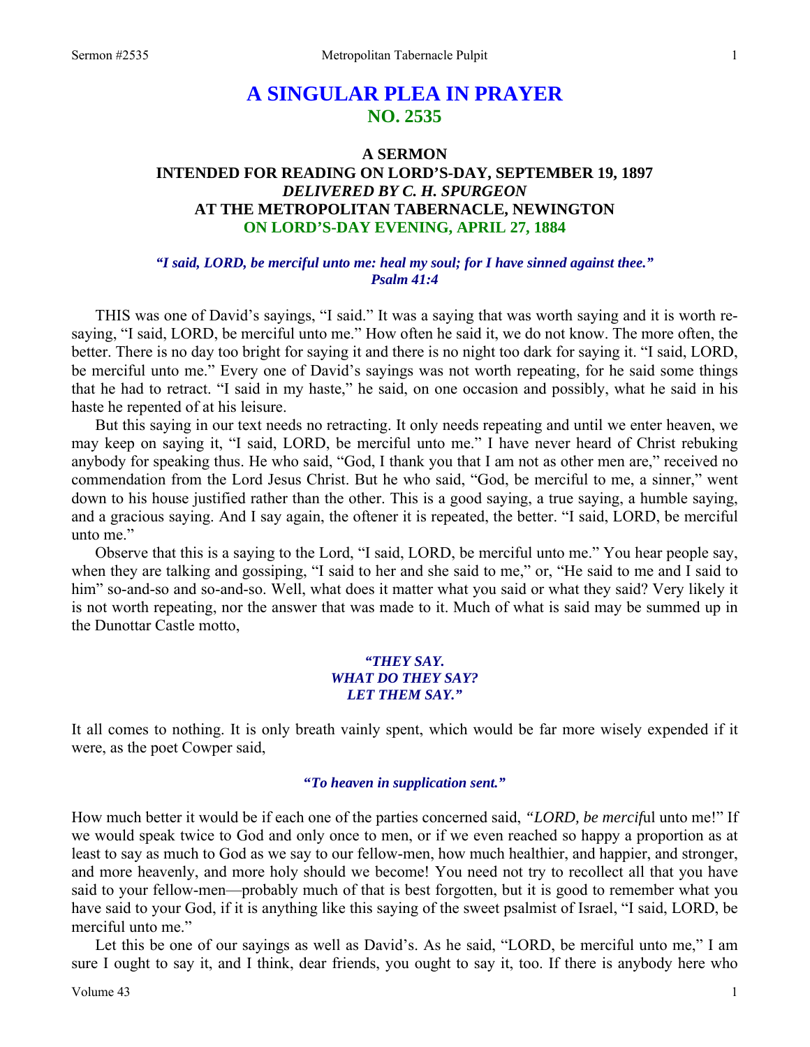# A SINGULAR PLEA IN PRAYER
## NO. 2535

### A SERMON
### INTENDED FOR READING ON LORD'S-DAY, SEPTEMBER 19, 1897
### *DELIVERED BY C. H. SPURGEON*
### AT THE METROPOLITAN TABERNACLE, NEWINGTON
### ON LORD'S-DAY EVENING, APRIL 27, 1884

***"I said, LORD, be merciful unto me: heal my soul; for I have sinned against thee."***
***Psalm 41:4***

THIS was one of David's sayings, "I said." It was a saying that was worth saying and it is worth re-saying, "I said, LORD, be merciful unto me." How often he said it, we do not know. The more often, the better. There is no day too bright for saying it and there is no night too dark for saying it. "I said, LORD, be merciful unto me." Every one of David's sayings was not worth repeating, for he said some things that he had to retract. "I said in my haste," he said, on one occasion and possibly, what he said in his haste he repented of at his leisure.

But this saying in our text needs no retracting. It only needs repeating and until we enter heaven, we may keep on saying it, "I said, LORD, be merciful unto me." I have never heard of Christ rebuking anybody for speaking thus. He who said, "God, I thank you that I am not as other men are," received no commendation from the Lord Jesus Christ. But he who said, "God, be merciful to me, a sinner," went down to his house justified rather than the other. This is a good saying, a true saying, a humble saying, and a gracious saying. And I say again, the oftener it is repeated, the better. "I said, LORD, be merciful unto me."

Observe that this is a saying to the Lord, "I said, LORD, be merciful unto me." You hear people say, when they are talking and gossiping, "I said to her and she said to me," or, "He said to me and I said to him" so-and-so and so-and-so. Well, what does it matter what you said or what they said? Very likely it is not worth repeating, nor the answer that was made to it. Much of what is said may be summed up in the Dunottar Castle motto,

***"THEY SAY.***
***WHAT DO THEY SAY?***
***LET THEM SAY."***

It all comes to nothing. It is only breath vainly spent, which would be far more wisely expended if it were, as the poet Cowper said,

***"To heaven in supplication sent."***

How much better it would be if each one of the parties concerned said, *"LORD, be mercif*ul unto me!" If we would speak twice to God and only once to men, or if we even reached so happy a proportion as at least to say as much to God as we say to our fellow-men, how much healthier, and happier, and stronger, and more heavenly, and more holy should we become! You need not try to recollect all that you have said to your fellow-men—probably much of that is best forgotten, but it is good to remember what you have said to your God, if it is anything like this saying of the sweet psalmist of Israel, "I said, LORD, be merciful unto me."

Let this be one of our sayings as well as David's. As he said, "LORD, be merciful unto me," I am sure I ought to say it, and I think, dear friends, you ought to say it, too. If there is anybody here who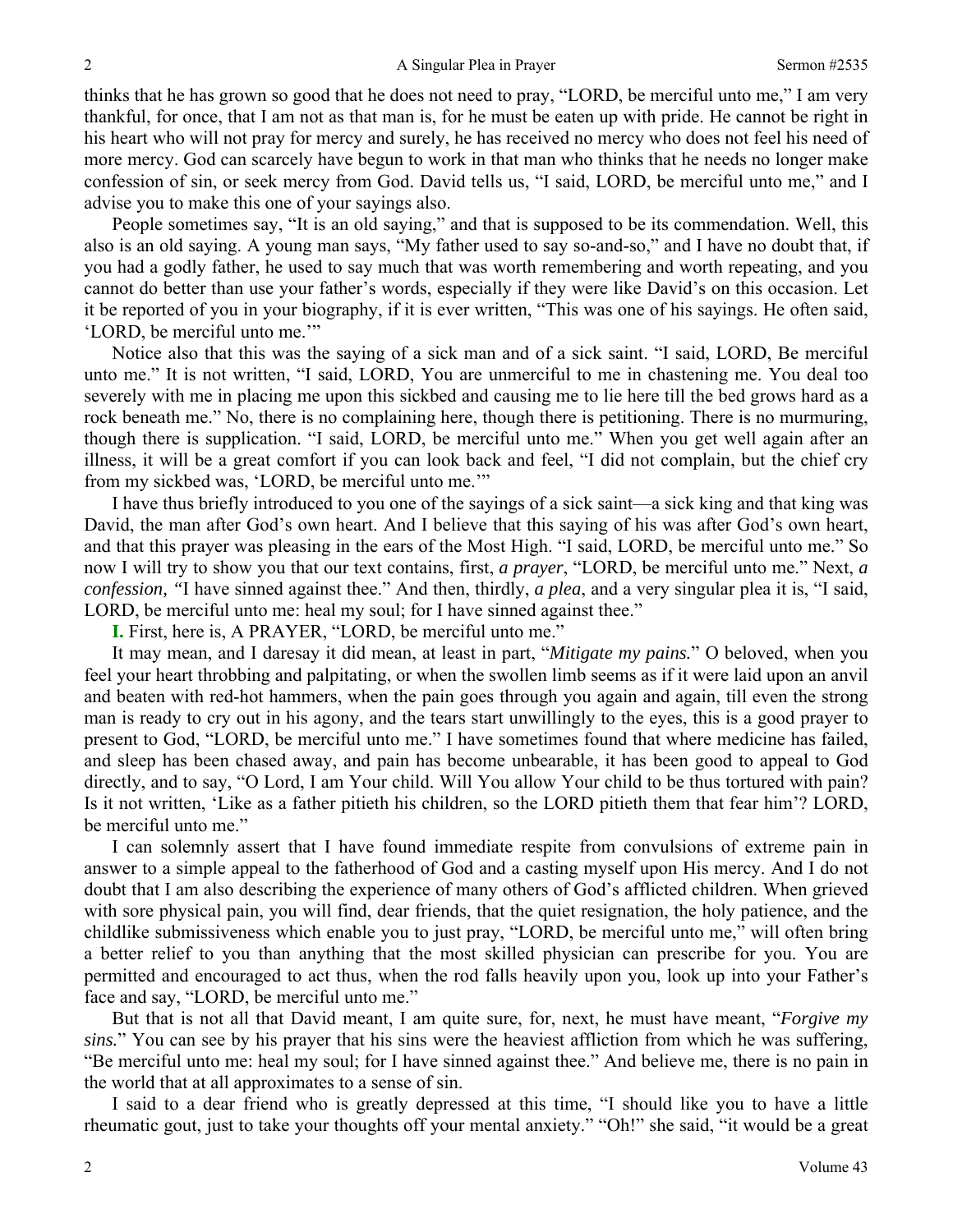thinks that he has grown so good that he does not need to pray, "LORD, be merciful unto me," I am very thankful, for once, that I am not as that man is, for he must be eaten up with pride. He cannot be right in his heart who will not pray for mercy and surely, he has received no mercy who does not feel his need of more mercy. God can scarcely have begun to work in that man who thinks that he needs no longer make confession of sin, or seek mercy from God. David tells us, "I said, LORD, be merciful unto me," and I advise you to make this one of your sayings also.

People sometimes say, "It is an old saying," and that is supposed to be its commendation. Well, this also is an old saying. A young man says, "My father used to say so-and-so," and I have no doubt that, if you had a godly father, he used to say much that was worth remembering and worth repeating, and you cannot do better than use your father's words, especially if they were like David's on this occasion. Let it be reported of you in your biography, if it is ever written, "This was one of his sayings. He often said, 'LORD, be merciful unto me.'"

Notice also that this was the saying of a sick man and of a sick saint. "I said, LORD, Be merciful unto me." It is not written, "I said, LORD, You are unmerciful to me in chastening me. You deal too severely with me in placing me upon this sickbed and causing me to lie here till the bed grows hard as a rock beneath me." No, there is no complaining here, though there is petitioning. There is no murmuring, though there is supplication. "I said, LORD, be merciful unto me." When you get well again after an illness, it will be a great comfort if you can look back and feel, "I did not complain, but the chief cry from my sickbed was, 'LORD, be merciful unto me.'"

I have thus briefly introduced to you one of the sayings of a sick saint—a sick king and that king was David, the man after God's own heart. And I believe that this saying of his was after God's own heart, and that this prayer was pleasing in the ears of the Most High. "I said, LORD, be merciful unto me." So now I will try to show you that our text contains, first, *a prayer*, "LORD, be merciful unto me." Next, *a confession,* "I have sinned against thee." And then, thirdly, *a plea*, and a very singular plea it is, "I said, LORD, be merciful unto me: heal my soul; for I have sinned against thee."

**I.** First, here is, A PRAYER, "LORD, be merciful unto me."

It may mean, and I daresay it did mean, at least in part, "*Mitigate my pains.*" O beloved, when you feel your heart throbbing and palpitating, or when the swollen limb seems as if it were laid upon an anvil and beaten with red-hot hammers, when the pain goes through you again and again, till even the strong man is ready to cry out in his agony, and the tears start unwillingly to the eyes, this is a good prayer to present to God, "LORD, be merciful unto me." I have sometimes found that where medicine has failed, and sleep has been chased away, and pain has become unbearable, it has been good to appeal to God directly, and to say, "O Lord, I am Your child. Will You allow Your child to be thus tortured with pain? Is it not written, 'Like as a father pitieth his children, so the LORD pitieth them that fear him'? LORD, be merciful unto me."

I can solemnly assert that I have found immediate respite from convulsions of extreme pain in answer to a simple appeal to the fatherhood of God and a casting myself upon His mercy. And I do not doubt that I am also describing the experience of many others of God's afflicted children. When grieved with sore physical pain, you will find, dear friends, that the quiet resignation, the holy patience, and the childlike submissiveness which enable you to just pray, "LORD, be merciful unto me," will often bring a better relief to you than anything that the most skilled physician can prescribe for you. You are permitted and encouraged to act thus, when the rod falls heavily upon you, look up into your Father's face and say, "LORD, be merciful unto me."

But that is not all that David meant, I am quite sure, for, next, he must have meant, "*Forgive my sins.*" You can see by his prayer that his sins were the heaviest affliction from which he was suffering, "Be merciful unto me: heal my soul; for I have sinned against thee." And believe me, there is no pain in the world that at all approximates to a sense of sin.

I said to a dear friend who is greatly depressed at this time, "I should like you to have a little rheumatic gout, just to take your thoughts off your mental anxiety." "Oh!" she said, "it would be a great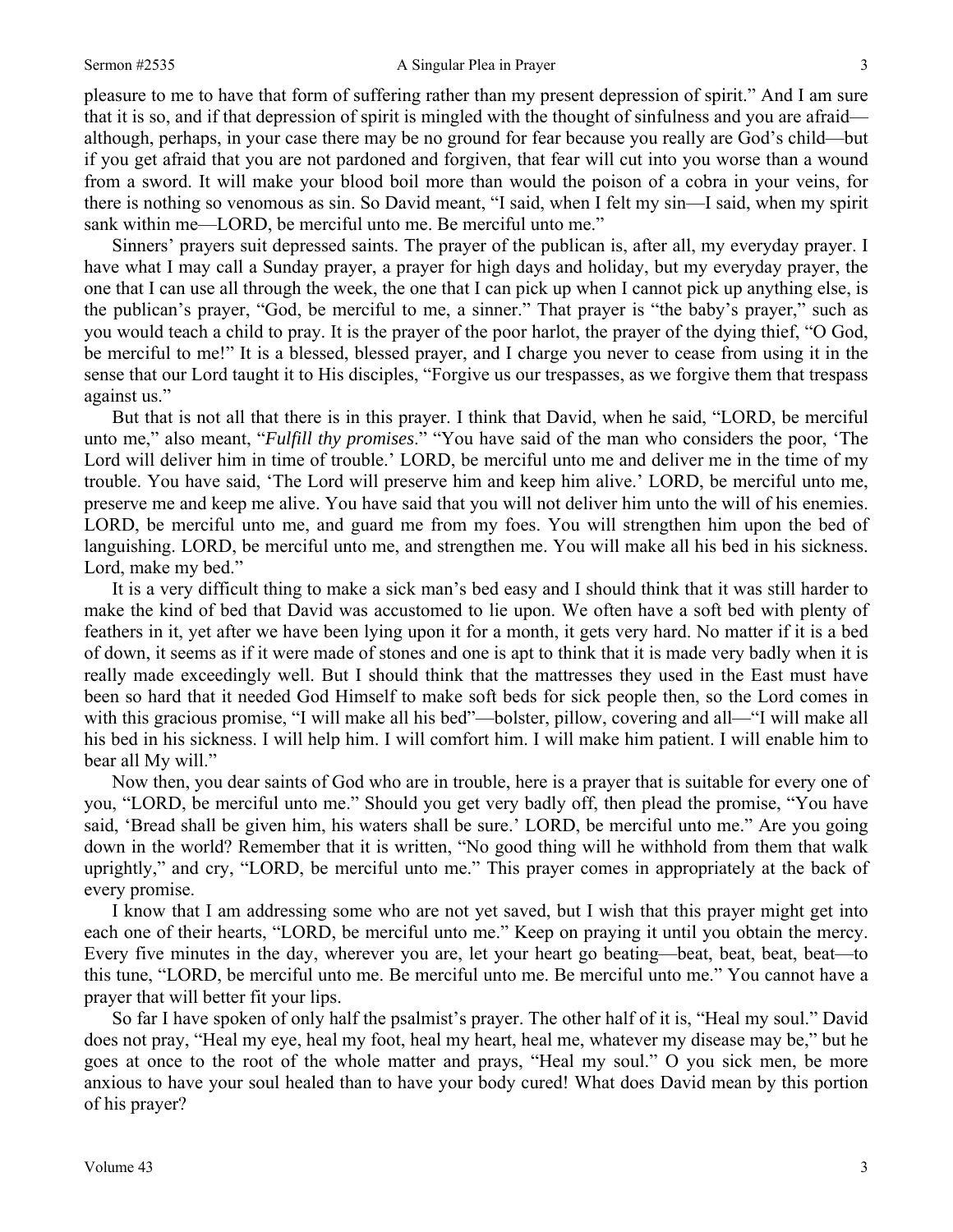pleasure to me to have that form of suffering rather than my present depression of spirit." And I am sure that it is so, and if that depression of spirit is mingled with the thought of sinfulness and you are afraid—although, perhaps, in your case there may be no ground for fear because you really are God's child—but if you get afraid that you are not pardoned and forgiven, that fear will cut into you worse than a wound from a sword. It will make your blood boil more than would the poison of a cobra in your veins, for there is nothing so venomous as sin. So David meant, "I said, when I felt my sin—I said, when my spirit sank within me—LORD, be merciful unto me. Be merciful unto me."

Sinners' prayers suit depressed saints. The prayer of the publican is, after all, my everyday prayer. I have what I may call a Sunday prayer, a prayer for high days and holiday, but my everyday prayer, the one that I can use all through the week, the one that I can pick up when I cannot pick up anything else, is the publican's prayer, "God, be merciful to me, a sinner." That prayer is "the baby's prayer," such as you would teach a child to pray. It is the prayer of the poor harlot, the prayer of the dying thief, "O God, be merciful to me!" It is a blessed, blessed prayer, and I charge you never to cease from using it in the sense that our Lord taught it to His disciples, "Forgive us our trespasses, as we forgive them that trespass against us."

But that is not all that there is in this prayer. I think that David, when he said, "LORD, be merciful unto me," also meant, "*Fulfill thy promises*." "You have said of the man who considers the poor, 'The Lord will deliver him in time of trouble.' LORD, be merciful unto me and deliver me in the time of my trouble. You have said, 'The Lord will preserve him and keep him alive.' LORD, be merciful unto me, preserve me and keep me alive. You have said that you will not deliver him unto the will of his enemies. LORD, be merciful unto me, and guard me from my foes. You will strengthen him upon the bed of languishing. LORD, be merciful unto me, and strengthen me. You will make all his bed in his sickness. Lord, make my bed."

It is a very difficult thing to make a sick man's bed easy and I should think that it was still harder to make the kind of bed that David was accustomed to lie upon. We often have a soft bed with plenty of feathers in it, yet after we have been lying upon it for a month, it gets very hard. No matter if it is a bed of down, it seems as if it were made of stones and one is apt to think that it is made very badly when it is really made exceedingly well. But I should think that the mattresses they used in the East must have been so hard that it needed God Himself to make soft beds for sick people then, so the Lord comes in with this gracious promise, "I will make all his bed"—bolster, pillow, covering and all—"I will make all his bed in his sickness. I will help him. I will comfort him. I will make him patient. I will enable him to bear all My will."

Now then, you dear saints of God who are in trouble, here is a prayer that is suitable for every one of you, "LORD, be merciful unto me." Should you get very badly off, then plead the promise, "You have said, 'Bread shall be given him, his waters shall be sure.' LORD, be merciful unto me." Are you going down in the world? Remember that it is written, "No good thing will he withhold from them that walk uprightly," and cry, "LORD, be merciful unto me." This prayer comes in appropriately at the back of every promise.

I know that I am addressing some who are not yet saved, but I wish that this prayer might get into each one of their hearts, "LORD, be merciful unto me." Keep on praying it until you obtain the mercy. Every five minutes in the day, wherever you are, let your heart go beating—beat, beat, beat, beat—to this tune, "LORD, be merciful unto me. Be merciful unto me. Be merciful unto me." You cannot have a prayer that will better fit your lips.

So far I have spoken of only half the psalmist's prayer. The other half of it is, "Heal my soul." David does not pray, "Heal my eye, heal my foot, heal my heart, heal me, whatever my disease may be," but he goes at once to the root of the whole matter and prays, "Heal my soul." O you sick men, be more anxious to have your soul healed than to have your body cured! What does David mean by this portion of his prayer?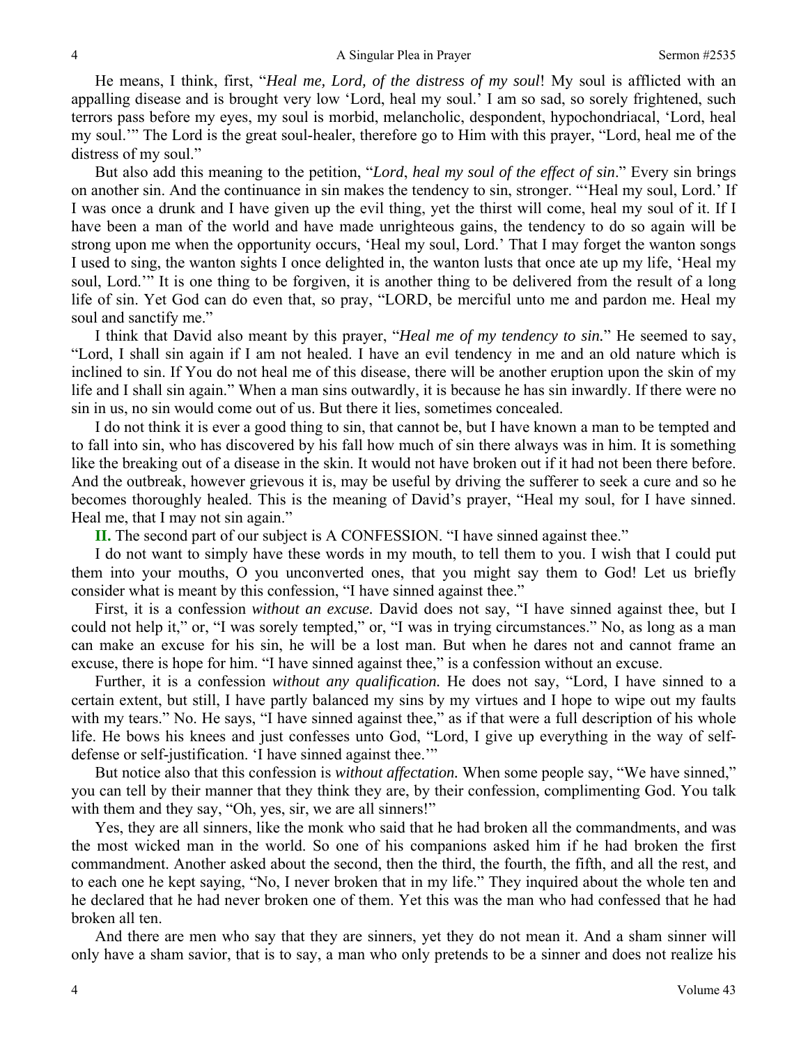He means, I think, first, "*Heal me, Lord, of the distress of my soul*! My soul is afflicted with an appalling disease and is brought very low 'Lord, heal my soul.' I am so sad, so sorely frightened, such terrors pass before my eyes, my soul is morbid, melancholic, despondent, hypochondriacal, 'Lord, heal my soul.'" The Lord is the great soul-healer, therefore go to Him with this prayer, "Lord, heal me of the distress of my soul."

But also add this meaning to the petition, "*Lord, heal my soul of the effect of sin*." Every sin brings on another sin. And the continuance in sin makes the tendency to sin, stronger. "'Heal my soul, Lord.' If I was once a drunk and I have given up the evil thing, yet the thirst will come, heal my soul of it. If I have been a man of the world and have made unrighteous gains, the tendency to do so again will be strong upon me when the opportunity occurs, 'Heal my soul, Lord.' That I may forget the wanton songs I used to sing, the wanton sights I once delighted in, the wanton lusts that once ate up my life, 'Heal my soul, Lord.'" It is one thing to be forgiven, it is another thing to be delivered from the result of a long life of sin. Yet God can do even that, so pray, "LORD, be merciful unto me and pardon me. Heal my soul and sanctify me."

I think that David also meant by this prayer, "*Heal me of my tendency to sin.*" He seemed to say, "Lord, I shall sin again if I am not healed. I have an evil tendency in me and an old nature which is inclined to sin. If You do not heal me of this disease, there will be another eruption upon the skin of my life and I shall sin again." When a man sins outwardly, it is because he has sin inwardly. If there were no sin in us, no sin would come out of us. But there it lies, sometimes concealed.

I do not think it is ever a good thing to sin, that cannot be, but I have known a man to be tempted and to fall into sin, who has discovered by his fall how much of sin there always was in him. It is something like the breaking out of a disease in the skin. It would not have broken out if it had not been there before. And the outbreak, however grievous it is, may be useful by driving the sufferer to seek a cure and so he becomes thoroughly healed. This is the meaning of David's prayer, "Heal my soul, for I have sinned. Heal me, that I may not sin again."

**II.** The second part of our subject is A CONFESSION. "I have sinned against thee."

I do not want to simply have these words in my mouth, to tell them to you. I wish that I could put them into your mouths, O you unconverted ones, that you might say them to God! Let us briefly consider what is meant by this confession, "I have sinned against thee."

First, it is a confession *without an excuse.* David does not say, "I have sinned against thee, but I could not help it," or, "I was sorely tempted," or, "I was in trying circumstances." No, as long as a man can make an excuse for his sin, he will be a lost man. But when he dares not and cannot frame an excuse, there is hope for him. "I have sinned against thee," is a confession without an excuse.

Further, it is a confession *without any qualification.* He does not say, "Lord, I have sinned to a certain extent, but still, I have partly balanced my sins by my virtues and I hope to wipe out my faults with my tears." No. He says, "I have sinned against thee," as if that were a full description of his whole life. He bows his knees and just confesses unto God, "Lord, I give up everything in the way of self-defense or self-justification. 'I have sinned against thee.'"

But notice also that this confession is *without affectation.* When some people say, "We have sinned," you can tell by their manner that they think they are, by their confession, complimenting God. You talk with them and they say, "Oh, yes, sir, we are all sinners!"

Yes, they are all sinners, like the monk who said that he had broken all the commandments, and was the most wicked man in the world. So one of his companions asked him if he had broken the first commandment. Another asked about the second, then the third, the fourth, the fifth, and all the rest, and to each one he kept saying, "No, I never broken that in my life." They inquired about the whole ten and he declared that he had never broken one of them. Yet this was the man who had confessed that he had broken all ten.

And there are men who say that they are sinners, yet they do not mean it. And a sham sinner will only have a sham savior, that is to say, a man who only pretends to be a sinner and does not realize his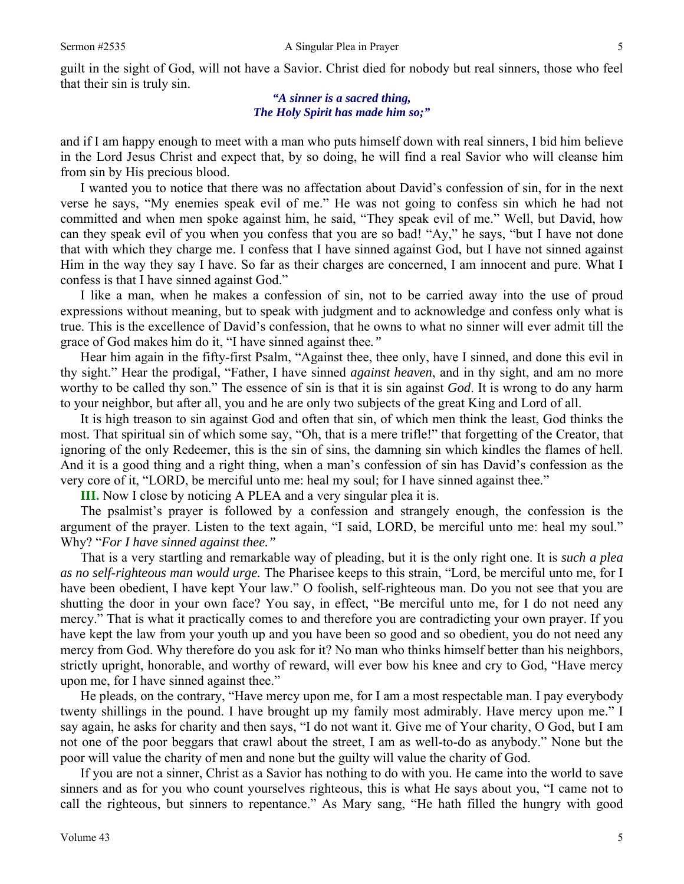guilt in the sight of God, will not have a Savior. Christ died for nobody but real sinners, those who feel that their sin is truly sin.

> ***"A sinner is a sacred thing,***
> ***The Holy Spirit has made him so;"***

and if I am happy enough to meet with a man who puts himself down with real sinners, I bid him believe in the Lord Jesus Christ and expect that, by so doing, he will find a real Savior who will cleanse him from sin by His precious blood.

I wanted you to notice that there was no affectation about David's confession of sin, for in the next verse he says, "My enemies speak evil of me." He was not going to confess sin which he had not committed and when men spoke against him, he said, "They speak evil of me." Well, but David, how can they speak evil of you when you confess that you are so bad! "Ay," he says, "but I have not done that with which they charge me. I confess that I have sinned against God, but I have not sinned against Him in the way they say I have. So far as their charges are concerned, I am innocent and pure. What I confess is that I have sinned against God."

I like a man, when he makes a confession of sin, not to be carried away into the use of proud expressions without meaning, but to speak with judgment and to acknowledge and confess only what is true. This is the excellence of David's confession, that he owns to what no sinner will ever admit till the grace of God makes him do it, "I have sinned against thee*."*

Hear him again in the fifty-first Psalm, "Against thee, thee only, have I sinned, and done this evil in thy sight." Hear the prodigal, "Father, I have sinned *against heaven*, and in thy sight, and am no more worthy to be called thy son." The essence of sin is that it is sin against *God*. It is wrong to do any harm to your neighbor, but after all, you and he are only two subjects of the great King and Lord of all.

It is high treason to sin against God and often that sin, of which men think the least, God thinks the most. That spiritual sin of which some say, "Oh, that is a mere trifle!" that forgetting of the Creator, that ignoring of the only Redeemer, this is the sin of sins, the damning sin which kindles the flames of hell. And it is a good thing and a right thing, when a man's confession of sin has David's confession as the very core of it, "LORD, be merciful unto me: heal my soul; for I have sinned against thee."

**III.** Now I close by noticing A PLEA and a very singular plea it is.

The psalmist's prayer is followed by a confession and strangely enough, the confession is the argument of the prayer. Listen to the text again, "I said, LORD, be merciful unto me: heal my soul." Why? "*For I have sinned against thee."*

That is a very startling and remarkable way of pleading, but it is the only right one. It is *such a plea as no self-righteous man would urge.* The Pharisee keeps to this strain, "Lord, be merciful unto me, for I have been obedient, I have kept Your law." O foolish, self-righteous man. Do you not see that you are shutting the door in your own face? You say, in effect, "Be merciful unto me, for I do not need any mercy." That is what it practically comes to and therefore you are contradicting your own prayer. If you have kept the law from your youth up and you have been so good and so obedient, you do not need any mercy from God. Why therefore do you ask for it? No man who thinks himself better than his neighbors, strictly upright, honorable, and worthy of reward, will ever bow his knee and cry to God, "Have mercy upon me, for I have sinned against thee."

He pleads, on the contrary, "Have mercy upon me, for I am a most respectable man. I pay everybody twenty shillings in the pound. I have brought up my family most admirably. Have mercy upon me." I say again, he asks for charity and then says, "I do not want it. Give me of Your charity, O God, but I am not one of the poor beggars that crawl about the street, I am as well-to-do as anybody." None but the poor will value the charity of men and none but the guilty will value the charity of God.

If you are not a sinner, Christ as a Savior has nothing to do with you. He came into the world to save sinners and as for you who count yourselves righteous, this is what He says about you, "I came not to call the righteous, but sinners to repentance." As Mary sang, "He hath filled the hungry with good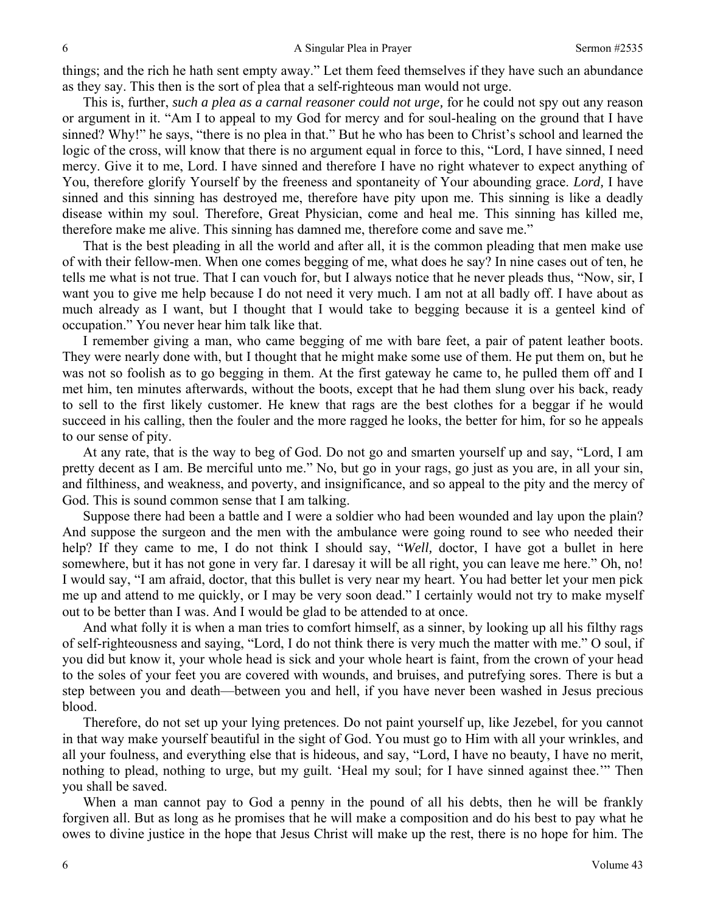things; and the rich he hath sent empty away." Let them feed themselves if they have such an abundance as they say. This then is the sort of plea that a self-righteous man would not urge.

This is, further, *such a plea as a carnal reasoner could not urge,* for he could not spy out any reason or argument in it. "Am I to appeal to my God for mercy and for soul-healing on the ground that I have sinned? Why!" he says, "there is no plea in that." But he who has been to Christ's school and learned the logic of the cross, will know that there is no argument equal in force to this, "Lord, I have sinned, I need mercy. Give it to me, Lord. I have sinned and therefore I have no right whatever to expect anything of You, therefore glorify Yourself by the freeness and spontaneity of Your abounding grace. *Lord,* I have sinned and this sinning has destroyed me, therefore have pity upon me. This sinning is like a deadly disease within my soul. Therefore, Great Physician, come and heal me. This sinning has killed me, therefore make me alive. This sinning has damned me, therefore come and save me."

That is the best pleading in all the world and after all, it is the common pleading that men make use of with their fellow-men. When one comes begging of me, what does he say? In nine cases out of ten, he tells me what is not true. That I can vouch for, but I always notice that he never pleads thus, "Now, sir, I want you to give me help because I do not need it very much. I am not at all badly off. I have about as much already as I want, but I thought that I would take to begging because it is a genteel kind of occupation." You never hear him talk like that.

I remember giving a man, who came begging of me with bare feet, a pair of patent leather boots. They were nearly done with, but I thought that he might make some use of them. He put them on, but he was not so foolish as to go begging in them. At the first gateway he came to, he pulled them off and I met him, ten minutes afterwards, without the boots, except that he had them slung over his back, ready to sell to the first likely customer. He knew that rags are the best clothes for a beggar if he would succeed in his calling, then the fouler and the more ragged he looks, the better for him, for so he appeals to our sense of pity.

At any rate, that is the way to beg of God. Do not go and smarten yourself up and say, "Lord, I am pretty decent as I am. Be merciful unto me." No, but go in your rags, go just as you are, in all your sin, and filthiness, and weakness, and poverty, and insignificance, and so appeal to the pity and the mercy of God. This is sound common sense that I am talking.

Suppose there had been a battle and I were a soldier who had been wounded and lay upon the plain? And suppose the surgeon and the men with the ambulance were going round to see who needed their help? If they came to me, I do not think I should say, "*Well,* doctor, I have got a bullet in here somewhere, but it has not gone in very far. I daresay it will be all right, you can leave me here." Oh, no! I would say, "I am afraid, doctor, that this bullet is very near my heart. You had better let your men pick me up and attend to me quickly, or I may be very soon dead." I certainly would not try to make myself out to be better than I was. And I would be glad to be attended to at once.

And what folly it is when a man tries to comfort himself, as a sinner, by looking up all his filthy rags of self-righteousness and saying, "Lord, I do not think there is very much the matter with me." O soul, if you did but know it, your whole head is sick and your whole heart is faint, from the crown of your head to the soles of your feet you are covered with wounds, and bruises, and putrefying sores. There is but a step between you and death—between you and hell, if you have never been washed in Jesus precious blood.

Therefore, do not set up your lying pretences. Do not paint yourself up, like Jezebel, for you cannot in that way make yourself beautiful in the sight of God. You must go to Him with all your wrinkles, and all your foulness, and everything else that is hideous, and say, "Lord, I have no beauty, I have no merit, nothing to plead, nothing to urge, but my guilt. 'Heal my soul; for I have sinned against thee.'" Then you shall be saved.

When a man cannot pay to God a penny in the pound of all his debts, then he will be frankly forgiven all. But as long as he promises that he will make a composition and do his best to pay what he owes to divine justice in the hope that Jesus Christ will make up the rest, there is no hope for him. The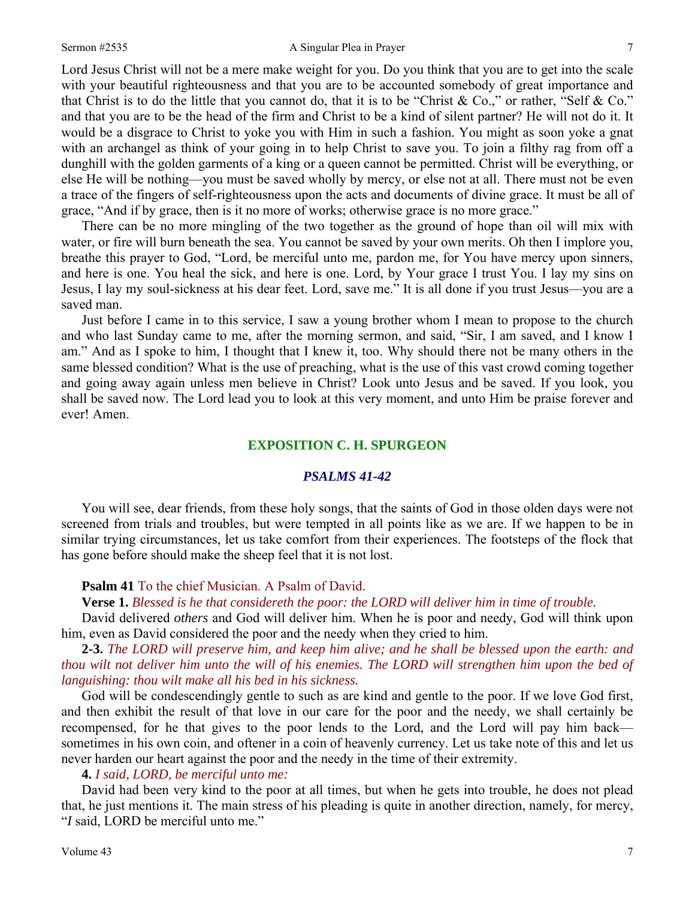Lord Jesus Christ will not be a mere make weight for you. Do you think that you are to get into the scale with your beautiful righteousness and that you are to be accounted somebody of great importance and that Christ is to do the little that you cannot do, that it is to be "Christ & Co.," or rather, "Self & Co." and that you are to be the head of the firm and Christ to be a kind of silent partner? He will not do it. It would be a disgrace to Christ to yoke you with Him in such a fashion. You might as soon yoke a gnat with an archangel as think of your going in to help Christ to save you. To join a filthy rag from off a dunghill with the golden garments of a king or a queen cannot be permitted. Christ will be everything, or else He will be nothing—you must be saved wholly by mercy, or else not at all. There must not be even a trace of the fingers of self-righteousness upon the acts and documents of divine grace. It must be all of grace, "And if by grace, then is it no more of works; otherwise grace is no more grace."

There can be no more mingling of the two together as the ground of hope than oil will mix with water, or fire will burn beneath the sea. You cannot be saved by your own merits. Oh then I implore you, breathe this prayer to God, "Lord, be merciful unto me, pardon me, for You have mercy upon sinners, and here is one. You heal the sick, and here is one. Lord, by Your grace I trust You. I lay my sins on Jesus, I lay my soul-sickness at his dear feet. Lord, save me." It is all done if you trust Jesus—you are a saved man.

Just before I came in to this service, I saw a young brother whom I mean to propose to the church and who last Sunday came to me, after the morning sermon, and said, "Sir, I am saved, and I know I am." And as I spoke to him, I thought that I knew it, too. Why should there not be many others in the same blessed condition? What is the use of preaching, what is the use of this vast crowd coming together and going away again unless men believe in Christ? Look unto Jesus and be saved. If you look, you shall be saved now. The Lord lead you to look at this very moment, and unto Him be praise forever and ever! Amen.

## EXPOSITION C. H. SPURGEON

### *PSALMS 41-42*

You will see, dear friends, from these holy songs, that the saints of God in those olden days were not screened from trials and troubles, but were tempted in all points like as we are. If we happen to be in similar trying circumstances, let us take comfort from their experiences. The footsteps of the flock that has gone before should make the sheep feel that it is not lost.

**Psalm 41** To the chief Musician. A Psalm of David.

**Verse 1.** *Blessed is he that considereth the poor: the LORD will deliver him in time of trouble.*

David delivered *others* and God will deliver him. When he is poor and needy, God will think upon him, even as David considered the poor and the needy when they cried to him.

**2-3.** *The LORD will preserve him, and keep him alive; and he shall be blessed upon the earth: and thou wilt not deliver him unto the will of his enemies. The LORD will strengthen him upon the bed of languishing: thou wilt make all his bed in his sickness.*

God will be condescendingly gentle to such as are kind and gentle to the poor. If we love God first, and then exhibit the result of that love in our care for the poor and the needy, we shall certainly be recompensed, for he that gives to the poor lends to the Lord, and the Lord will pay him back—sometimes in his own coin, and oftener in a coin of heavenly currency. Let us take note of this and let us never harden our heart against the poor and the needy in the time of their extremity.

**4.** *I said, LORD, be merciful unto me:*

David had been very kind to the poor at all times, but when he gets into trouble, he does not plead that, he just mentions it. The main stress of his pleading is quite in another direction, namely, for mercy, "*I* said, LORD be merciful unto me."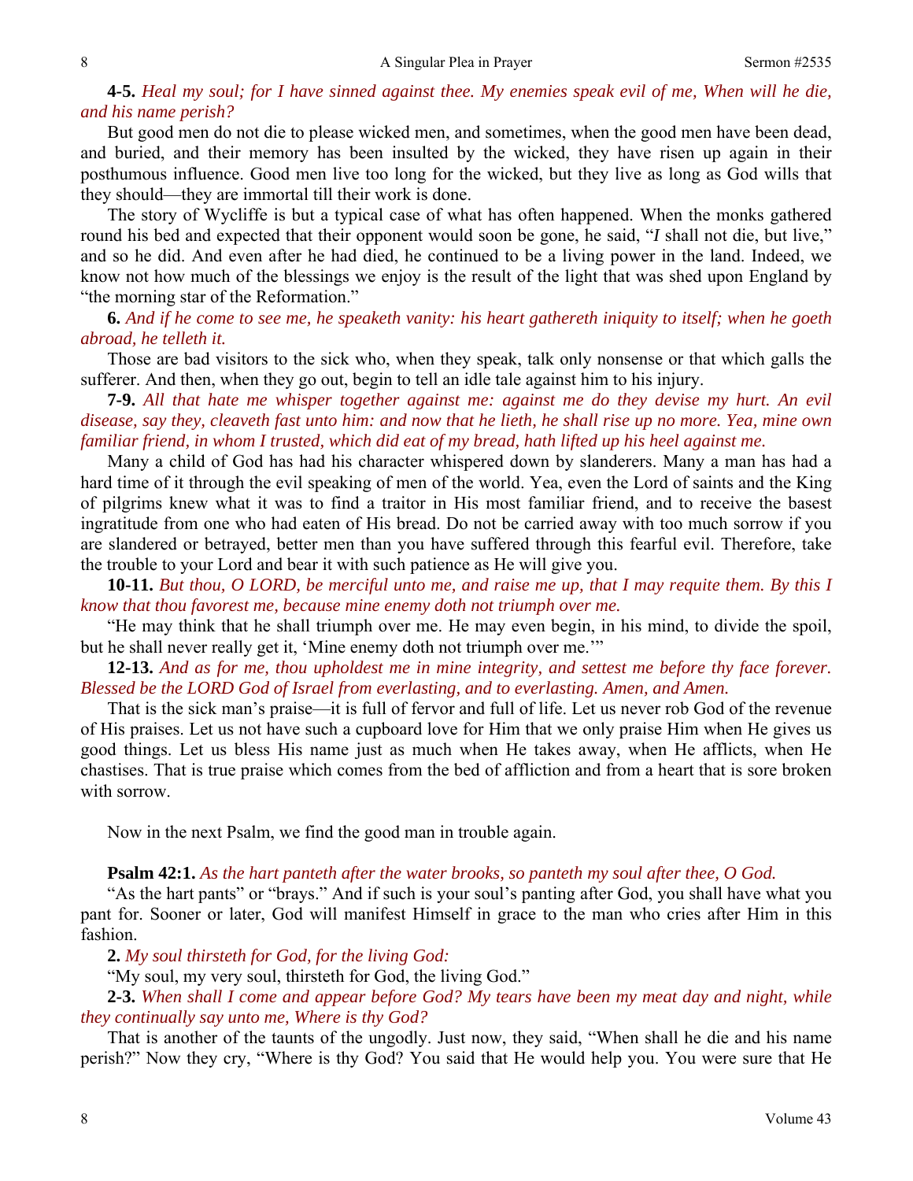**4-5.** *Heal my soul; for I have sinned against thee. My enemies speak evil of me, When will he die, and his name perish?*

But good men do not die to please wicked men, and sometimes, when the good men have been dead, and buried, and their memory has been insulted by the wicked, they have risen up again in their posthumous influence. Good men live too long for the wicked, but they live as long as God wills that they should—they are immortal till their work is done.

The story of Wycliffe is but a typical case of what has often happened. When the monks gathered round his bed and expected that their opponent would soon be gone, he said, "*I* shall not die, but live," and so he did. And even after he had died, he continued to be a living power in the land. Indeed, we know not how much of the blessings we enjoy is the result of the light that was shed upon England by "the morning star of the Reformation."

**6.** *And if he come to see me, he speaketh vanity: his heart gathereth iniquity to itself; when he goeth abroad, he telleth it.*

Those are bad visitors to the sick who, when they speak, talk only nonsense or that which galls the sufferer. And then, when they go out, begin to tell an idle tale against him to his injury.

**7-9.** *All that hate me whisper together against me: against me do they devise my hurt. An evil disease, say they, cleaveth fast unto him: and now that he lieth, he shall rise up no more. Yea, mine own familiar friend, in whom I trusted, which did eat of my bread, hath lifted up his heel against me.*

Many a child of God has had his character whispered down by slanderers. Many a man has had a hard time of it through the evil speaking of men of the world. Yea, even the Lord of saints and the King of pilgrims knew what it was to find a traitor in His most familiar friend, and to receive the basest ingratitude from one who had eaten of His bread. Do not be carried away with too much sorrow if you are slandered or betrayed, better men than you have suffered through this fearful evil. Therefore, take the trouble to your Lord and bear it with such patience as He will give you.

**10-11.** *But thou, O LORD, be merciful unto me, and raise me up, that I may requite them. By this I know that thou favorest me, because mine enemy doth not triumph over me.*

"He may think that he shall triumph over me. He may even begin, in his mind, to divide the spoil, but he shall never really get it, 'Mine enemy doth not triumph over me.'"

**12-13.** *And as for me, thou upholdest me in mine integrity, and settest me before thy face forever. Blessed be the LORD God of Israel from everlasting, and to everlasting. Amen, and Amen.*

That is the sick man's praise—it is full of fervor and full of life. Let us never rob God of the revenue of His praises. Let us not have such a cupboard love for Him that we only praise Him when He gives us good things. Let us bless His name just as much when He takes away, when He afflicts, when He chastises. That is true praise which comes from the bed of affliction and from a heart that is sore broken with sorrow.

Now in the next Psalm, we find the good man in trouble again.

**Psalm 42:1.** *As the hart panteth after the water brooks, so panteth my soul after thee, O God.*

"As the hart pants" or "brays." And if such is your soul's panting after God, you shall have what you pant for. Sooner or later, God will manifest Himself in grace to the man who cries after Him in this fashion.

**2.** *My soul thirsteth for God, for the living God:*

"My soul, my very soul, thirsteth for God, the living God."

**2-3.** *When shall I come and appear before God? My tears have been my meat day and night, while they continually say unto me, Where is thy God?*

That is another of the taunts of the ungodly. Just now, they said, "When shall he die and his name perish?" Now they cry, "Where is thy God? You said that He would help you. You were sure that He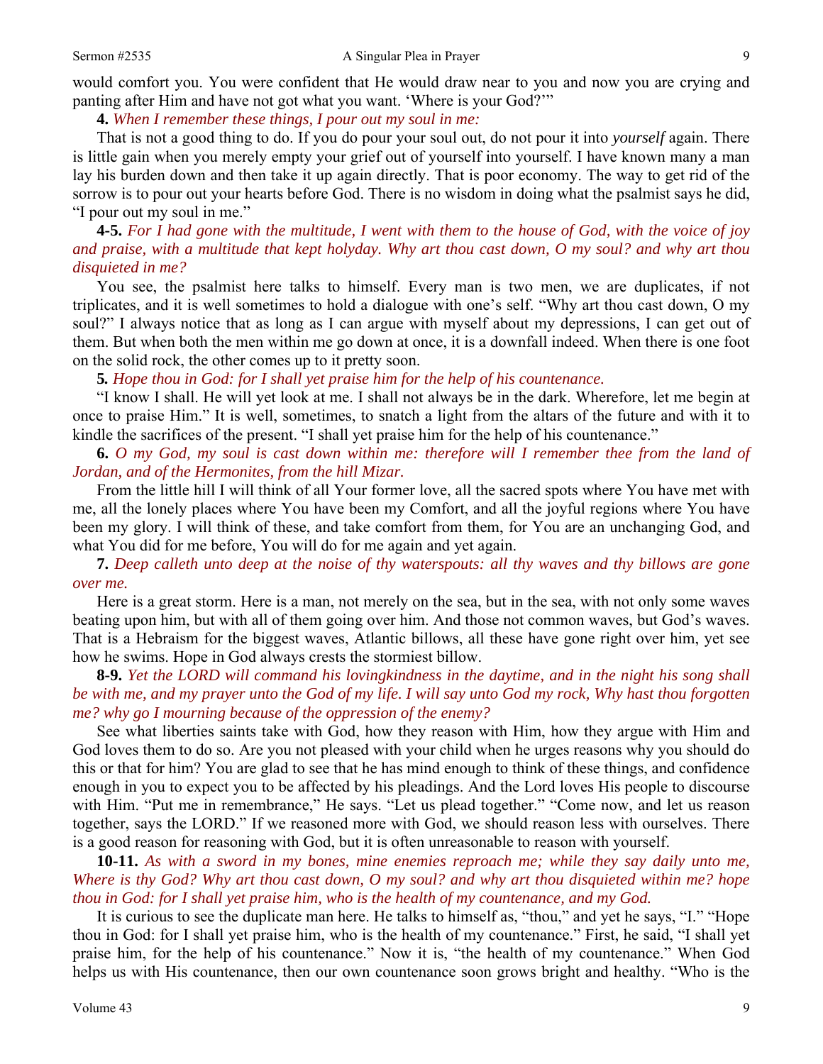would comfort you. You were confident that He would draw near to you and now you are crying and panting after Him and have not got what you want. 'Where is your God?'"

**4.** *When I remember these things, I pour out my soul in me:*

That is not a good thing to do. If you do pour your soul out, do not pour it into *yourself* again. There is little gain when you merely empty your grief out of yourself into yourself. I have known many a man lay his burden down and then take it up again directly. That is poor economy. The way to get rid of the sorrow is to pour out your hearts before God. There is no wisdom in doing what the psalmist says he did, "I pour out my soul in me."

**4-5.** *For I had gone with the multitude, I went with them to the house of God, with the voice of joy and praise, with a multitude that kept holyday. Why art thou cast down, O my soul? and why art thou disquieted in me?*

You see, the psalmist here talks to himself. Every man is two men, we are duplicates, if not triplicates, and it is well sometimes to hold a dialogue with one's self. "Why art thou cast down, O my soul?" I always notice that as long as I can argue with myself about my depressions, I can get out of them. But when both the men within me go down at once, it is a downfall indeed. When there is one foot on the solid rock, the other comes up to it pretty soon.

**5.** *Hope thou in God: for I shall yet praise him for the help of his countenance.*

"I know I shall. He will yet look at me. I shall not always be in the dark. Wherefore, let me begin at once to praise Him." It is well, sometimes, to snatch a light from the altars of the future and with it to kindle the sacrifices of the present. "I shall yet praise him for the help of his countenance."

**6.** *O my God, my soul is cast down within me: therefore will I remember thee from the land of Jordan, and of the Hermonites, from the hill Mizar.*

From the little hill I will think of all Your former love, all the sacred spots where You have met with me, all the lonely places where You have been my Comfort, and all the joyful regions where You have been my glory. I will think of these, and take comfort from them, for You are an unchanging God, and what You did for me before, You will do for me again and yet again.

**7.** *Deep calleth unto deep at the noise of thy waterspouts: all thy waves and thy billows are gone over me.*

Here is a great storm. Here is a man, not merely on the sea, but in the sea, with not only some waves beating upon him, but with all of them going over him. And those not common waves, but God's waves. That is a Hebraism for the biggest waves, Atlantic billows, all these have gone right over him, yet see how he swims. Hope in God always crests the stormiest billow.

**8-9.** *Yet the LORD will command his lovingkindness in the daytime, and in the night his song shall be with me, and my prayer unto the God of my life. I will say unto God my rock, Why hast thou forgotten me? why go I mourning because of the oppression of the enemy?*

See what liberties saints take with God, how they reason with Him, how they argue with Him and God loves them to do so. Are you not pleased with your child when he urges reasons why you should do this or that for him? You are glad to see that he has mind enough to think of these things, and confidence enough in you to expect you to be affected by his pleadings. And the Lord loves His people to discourse with Him. "Put me in remembrance," He says. "Let us plead together." "Come now, and let us reason together, says the LORD." If we reasoned more with God, we should reason less with ourselves. There is a good reason for reasoning with God, but it is often unreasonable to reason with yourself.

**10-11.** *As with a sword in my bones, mine enemies reproach me; while they say daily unto me, Where is thy God? Why art thou cast down, O my soul? and why art thou disquieted within me? hope thou in God: for I shall yet praise him, who is the health of my countenance, and my God.*

It is curious to see the duplicate man here. He talks to himself as, "thou," and yet he says, "I." "Hope thou in God: for I shall yet praise him, who is the health of my countenance." First, he said, "I shall yet praise him, for the help of his countenance." Now it is, "the health of my countenance." When God helps us with His countenance, then our own countenance soon grows bright and healthy. "Who is the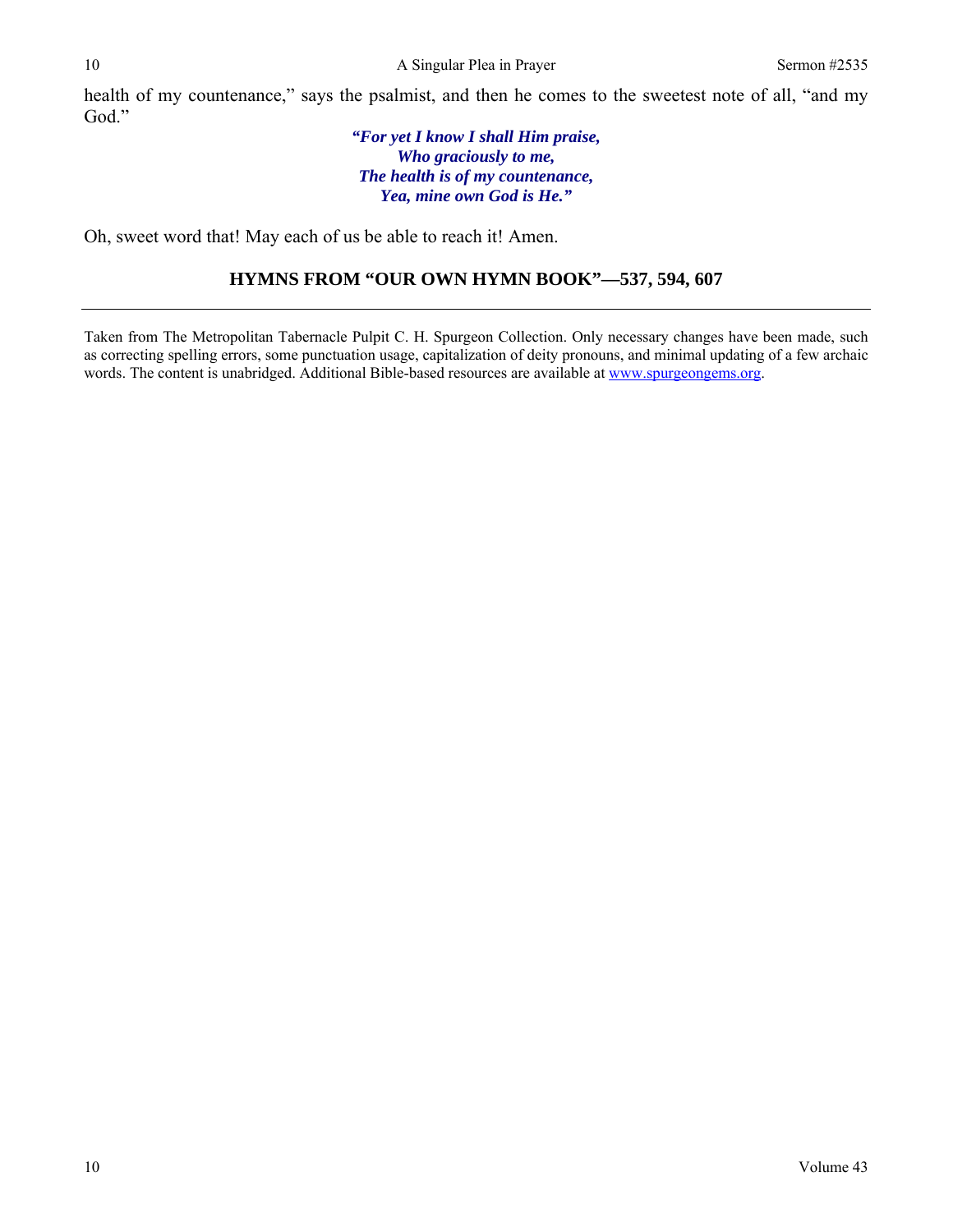health of my countenance," says the psalmist, and then he comes to the sweetest note of all, "and my God."

***"For yet I know I shall Him praise,***
***Who graciously to me,***
***The health is of my countenance,***
***Yea, mine own God is He."***

Oh, sweet word that! May each of us be able to reach it! Amen.

## HYMNS FROM "OUR OWN HYMN BOOK"—537, 594, 607

---

Taken from The Metropolitan Tabernacle Pulpit C. H. Spurgeon Collection. Only necessary changes have been made, such as correcting spelling errors, some punctuation usage, capitalization of deity pronouns, and minimal updating of a few archaic words. The content is unabridged. Additional Bible-based resources are available at www.spurgeongems.org.